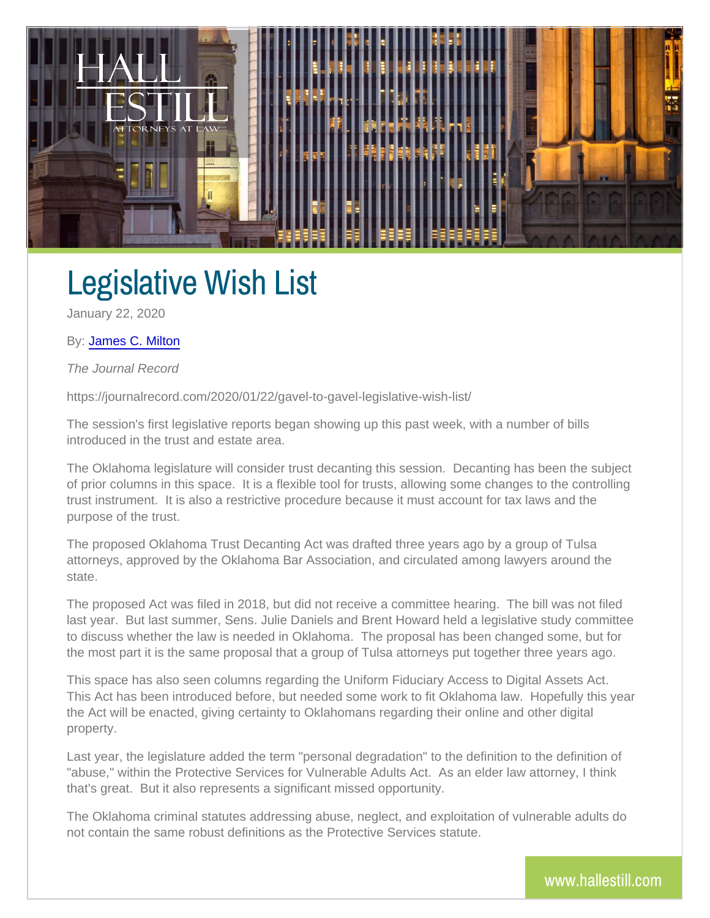# Legislative Wish List

January 22, 2020

By: James C. Milton

*The Journal Record*

https://journalrecord.com/2020/01/22/gavel-to-gavel-legislative-wish-list/

The session's first legislative reports began showing up this past week, with a number of bills introduced in the trust and estate area.

The Oklahoma legislature will consider trust decanting this session. Decanting has been the subject of prior columns in this space. It is a flexible tool for trusts, allowing some changes to the controlling trust instrument. It is also a restrictive procedure because it must account for tax laws and the purpose of the trust.

The proposed Oklahoma Trust Decanting Act was drafted three years ago by a group of Tulsa attorneys, approved by the Oklahoma Bar Association, and circulated among lawyers around the state.

The proposed Act was filed in 2018, but did not receive a committee hearing. The bill was not filed last year. But last summer, Sens. Julie Daniels and Brent Howard held a legislative study committee to discuss whether the law is needed in Oklahoma. The proposal has been changed some, but for the most part it is the same proposal that a group of Tulsa attorneys put together three years ago.

This space has also seen columns regarding the Uniform Fiduciary Access to Digital Assets Act. This Act has been introduced before, but needed some work to fit Oklahoma law. Hopefully this year the Act will be enacted, giving certainty to Oklahomans regarding their online and other digital property.

Last year, the legislature added the term "personal degradation" to the definition to the definition of "abuse," within the Protective Services for Vulnerable Adults Act. As an elder law attorney, I think that's great. But it also represents a significant missed opportunity.

The Oklahoma criminal statutes addressing abuse, neglect, and exploitation of vulnerable adults do not contain the same robust definitions as the Protective Services statute.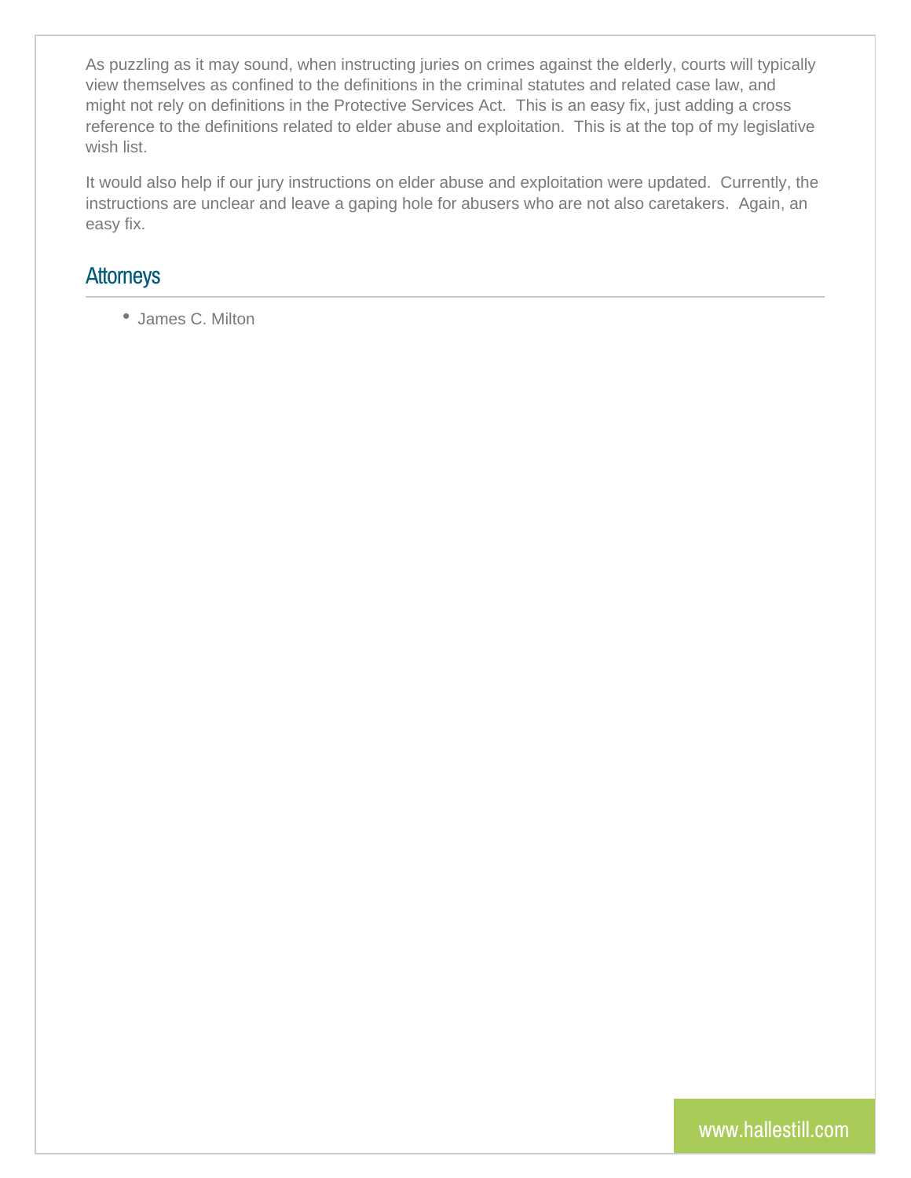As puzzling as it may sound, when instructing juries on crimes against the elderly, courts will typically view themselves as confined to the definitions in the criminal statutes and related case law, and might not rely on definitions in the Protective Services Act.  This is an easy fix, just adding a cross reference to the definitions related to elder abuse and exploitation.  This is at the top of my legislative wish list.

It would also help if our jury instructions on elder abuse and exploitation were updated.  Currently, the instructions are unclear and leave a gaping hole for abusers who are not also caretakers.  Again, an easy fix.

## Attorneys

- James C. Milton